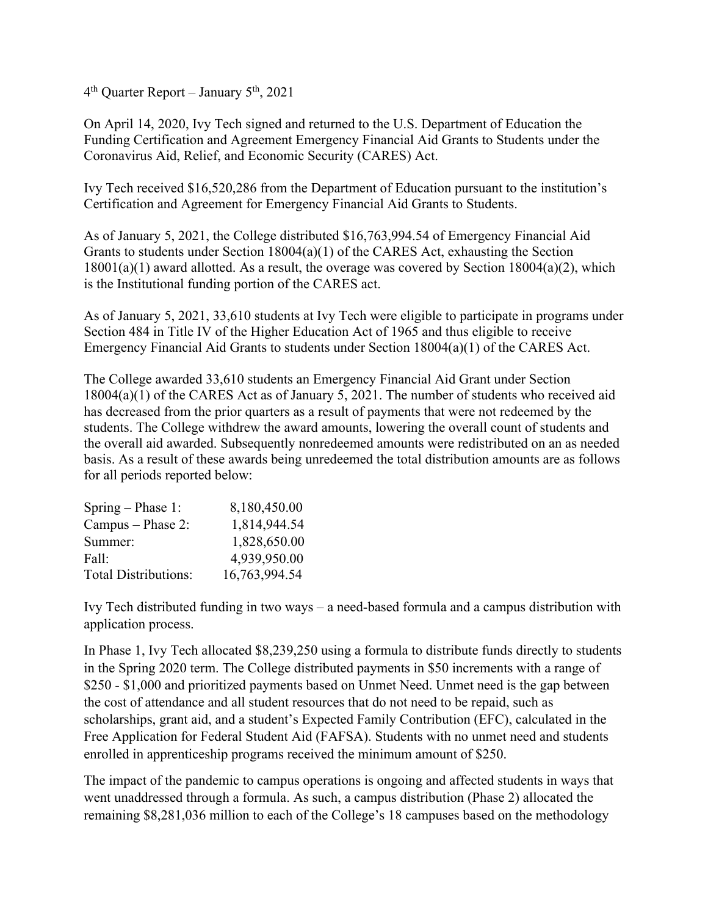4th Quarter Report – January 5th, 2021

On April 14, 2020, Ivy Tech signed and returned to the U.S. Department of Education the Funding Certification and Agreement Emergency Financial Aid Grants to Students under the Coronavirus Aid, Relief, and Economic Security (CARES) Act.

Ivy Tech received $16,520,286 from the Department of Education pursuant to the institution's Certification and Agreement for Emergency Financial Aid Grants to Students.

As of January 5, 2021, the College distributed $16,763,994.54 of Emergency Financial Aid Grants to students under Section 18004(a)(1) of the CARES Act, exhausting the Section 18001(a)(1) award allotted. As a result, the overage was covered by Section 18004(a)(2), which is the Institutional funding portion of the CARES act.

As of January 5, 2021, 33,610 students at Ivy Tech were eligible to participate in programs under Section 484 in Title IV of the Higher Education Act of 1965 and thus eligible to receive Emergency Financial Aid Grants to students under Section 18004(a)(1) of the CARES Act.

The College awarded 33,610 students an Emergency Financial Aid Grant under Section 18004(a)(1) of the CARES Act as of January 5, 2021. The number of students who received aid has decreased from the prior quarters as a result of payments that were not redeemed by the students. The College withdrew the award amounts, lowering the overall count of students and the overall aid awarded. Subsequently nonredeemed amounts were redistributed on an as needed basis. As a result of these awards being unredeemed the total distribution amounts are as follows for all periods reported below:

| | |
|---|---|
| Spring – Phase 1: | 8,180,450.00 |
| Campus – Phase 2: | 1,814,944.54 |
| Summer: | 1,828,650.00 |
| Fall: | 4,939,950.00 |
| Total Distributions: | 16,763,994.54 |

Ivy Tech distributed funding in two ways – a need-based formula and a campus distribution with application process.

In Phase 1, Ivy Tech allocated $8,239,250 using a formula to distribute funds directly to students in the Spring 2020 term. The College distributed payments in $50 increments with a range of $250 - $1,000 and prioritized payments based on Unmet Need. Unmet need is the gap between the cost of attendance and all student resources that do not need to be repaid, such as scholarships, grant aid, and a student's Expected Family Contribution (EFC), calculated in the Free Application for Federal Student Aid (FAFSA). Students with no unmet need and students enrolled in apprenticeship programs received the minimum amount of $250.

The impact of the pandemic to campus operations is ongoing and affected students in ways that went unaddressed through a formula. As such, a campus distribution (Phase 2) allocated the remaining $8,281,036 million to each of the College's 18 campuses based on the methodology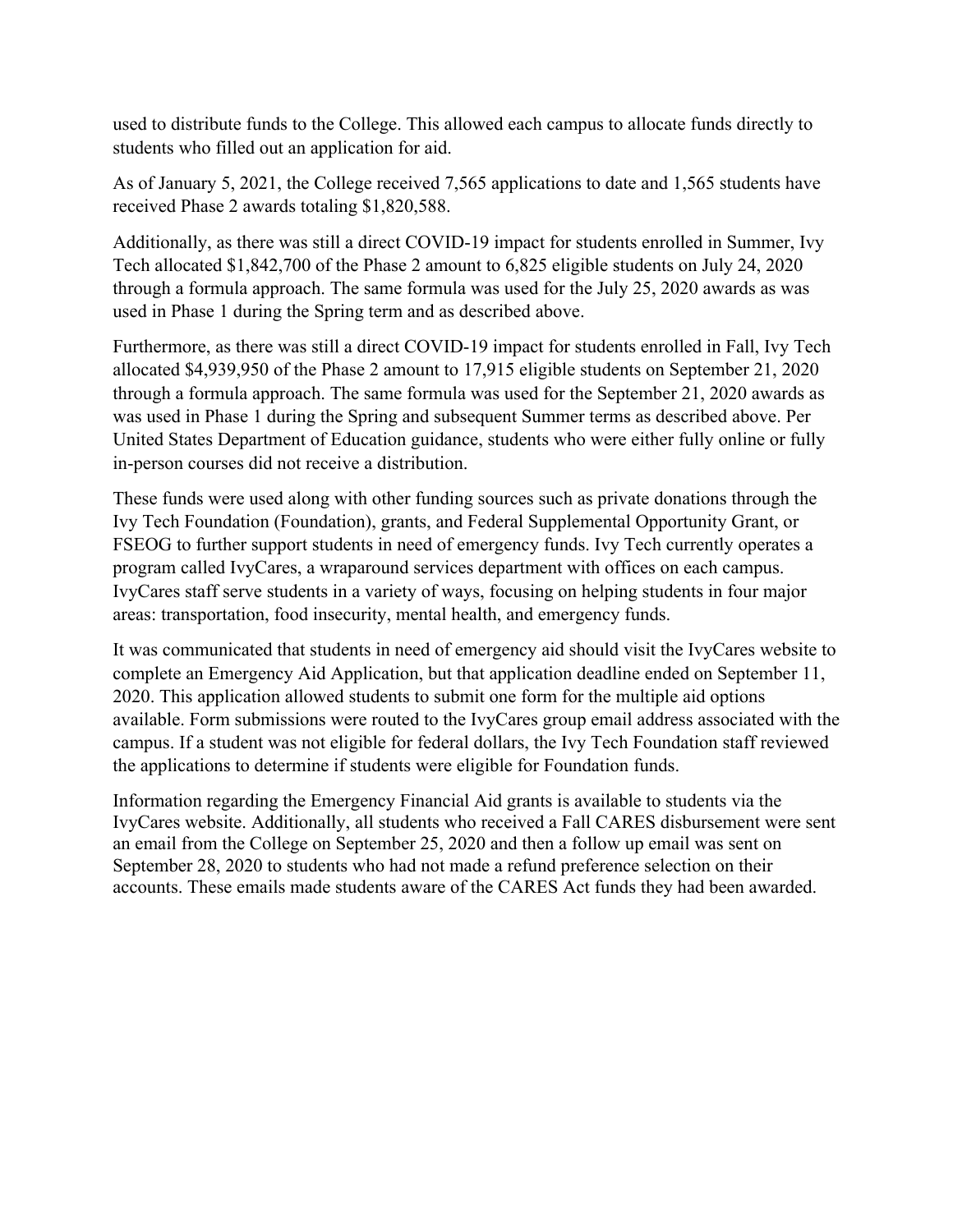used to distribute funds to the College. This allowed each campus to allocate funds directly to students who filled out an application for aid.

As of January 5, 2021, the College received 7,565 applications to date and 1,565 students have received Phase 2 awards totaling $1,820,588.

Additionally, as there was still a direct COVID-19 impact for students enrolled in Summer, Ivy Tech allocated $1,842,700 of the Phase 2 amount to 6,825 eligible students on July 24, 2020 through a formula approach. The same formula was used for the July 25, 2020 awards as was used in Phase 1 during the Spring term and as described above.

Furthermore, as there was still a direct COVID-19 impact for students enrolled in Fall, Ivy Tech allocated $4,939,950 of the Phase 2 amount to 17,915 eligible students on September 21, 2020 through a formula approach. The same formula was used for the September 21, 2020 awards as was used in Phase 1 during the Spring and subsequent Summer terms as described above. Per United States Department of Education guidance, students who were either fully online or fully in-person courses did not receive a distribution.

These funds were used along with other funding sources such as private donations through the Ivy Tech Foundation (Foundation), grants, and Federal Supplemental Opportunity Grant, or FSEOG to further support students in need of emergency funds. Ivy Tech currently operates a program called IvyCares, a wraparound services department with offices on each campus. IvyCares staff serve students in a variety of ways, focusing on helping students in four major areas: transportation, food insecurity, mental health, and emergency funds.

It was communicated that students in need of emergency aid should visit the IvyCares website to complete an Emergency Aid Application, but that application deadline ended on September 11, 2020. This application allowed students to submit one form for the multiple aid options available. Form submissions were routed to the IvyCares group email address associated with the campus. If a student was not eligible for federal dollars, the Ivy Tech Foundation staff reviewed the applications to determine if students were eligible for Foundation funds.

Information regarding the Emergency Financial Aid grants is available to students via the IvyCares website. Additionally, all students who received a Fall CARES disbursement were sent an email from the College on September 25, 2020 and then a follow up email was sent on September 28, 2020 to students who had not made a refund preference selection on their accounts. These emails made students aware of the CARES Act funds they had been awarded.